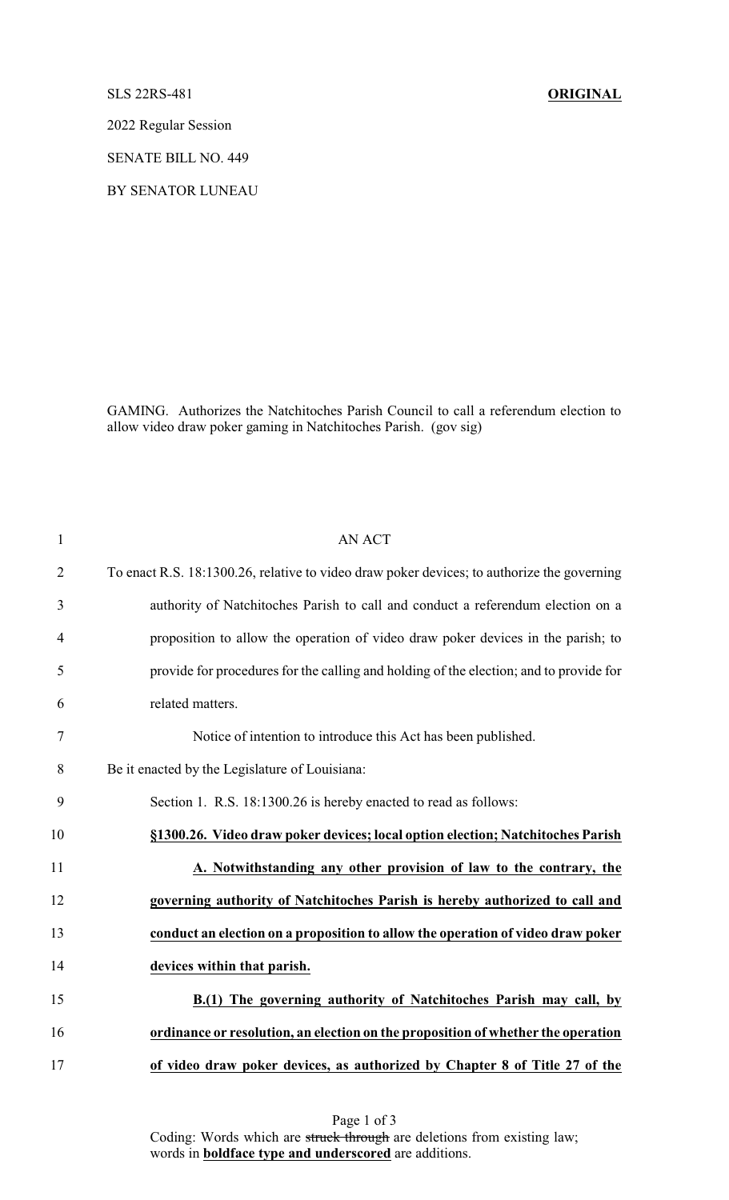SLS 22RS-481 **ORIGINAL**

2022 Regular Session

SENATE BILL NO. 449

BY SENATOR LUNEAU

GAMING. Authorizes the Natchitoches Parish Council to call a referendum election to allow video draw poker gaming in Natchitoches Parish. (gov sig)

AN ACT

To enact R.S. 18:1300.26, relative to video draw poker devices; to authorize the governing authority of Natchitoches Parish to call and conduct a referendum election on a proposition to allow the operation of video draw poker devices in the parish; to provide for procedures for the calling and holding of the election; and to provide for related matters.

Notice of intention to introduce this Act has been published.

Be it enacted by the Legislature of Louisiana:

Section 1. R.S. 18:1300.26 is hereby enacted to read as follows:

**§1300.26. Video draw poker devices; local option election; Natchitoches Parish**

**A. Notwithstanding any other provision of law to the contrary, the governing authority of Natchitoches Parish is hereby authorized to call and conduct an election on a proposition to allow the operation of video draw poker devices within that parish.**

**B.(1) The governing authority of Natchitoches Parish may call, by ordinance or resolution, an election on the proposition of whether the operation of video draw poker devices, as authorized by Chapter 8 of Title 27 of the**

Coding: Words which are ~~struck through~~ are deletions from existing law; words in **boldface type and underscored** are additions.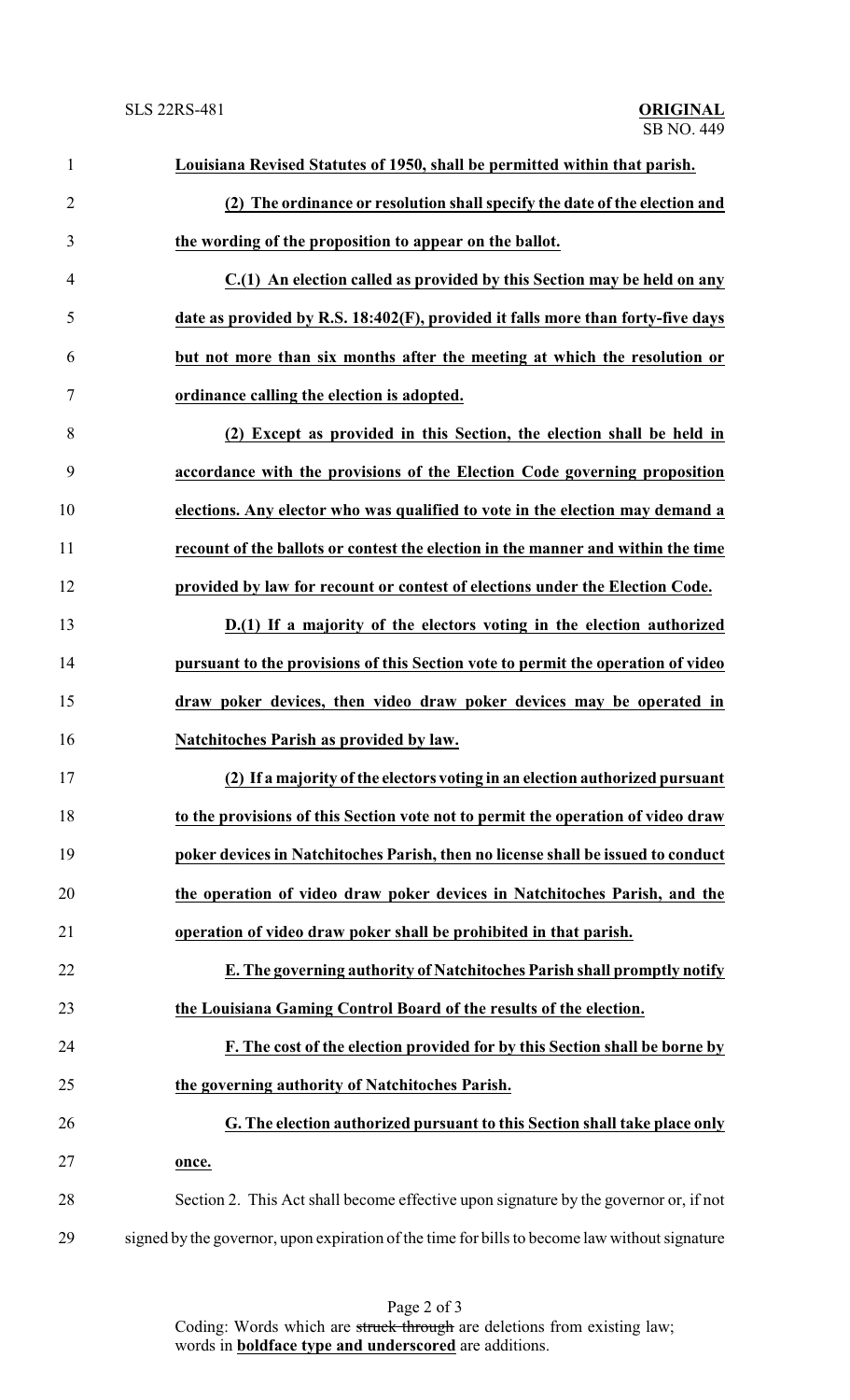**Louisiana Revised Statutes of 1950, shall be permitted within that parish.**

**(2) The ordinance or resolution shall specify the date of the election and the wording of the proposition to appear on the ballot.**

**C.(1) An election called as provided by this Section may be held on any date as provided by R.S. 18:402(F), provided it falls more than forty-five days but not more than six months after the meeting at which the resolution or ordinance calling the election is adopted.**

**(2) Except as provided in this Section, the election shall be held in accordance with the provisions of the Election Code governing proposition elections. Any elector who was qualified to vote in the election may demand a recount of the ballots or contest the election in the manner and within the time provided by law for recount or contest of elections under the Election Code.**

**D.(1) If a majority of the electors voting in the election authorized pursuant to the provisions of this Section vote to permit the operation of video draw poker devices, then video draw poker devices may be operated in Natchitoches Parish as provided by law.**

**(2) If a majority of the electors voting in an election authorized pursuant to the provisions of this Section vote not to permit the operation of video draw poker devices in Natchitoches Parish, then no license shall be issued to conduct the operation of video draw poker devices in Natchitoches Parish, and the operation of video draw poker shall be prohibited in that parish.**

**E. The governing authority of Natchitoches Parish shall promptly notify the Louisiana Gaming Control Board of the results of the election.**

**F. The cost of the election provided for by this Section shall be borne by the governing authority of Natchitoches Parish.**

**G. The election authorized pursuant to this Section shall take place only once.**

Section 2. This Act shall become effective upon signature by the governor or, if not signed by the governor, upon expiration of the time for bills to become law without signature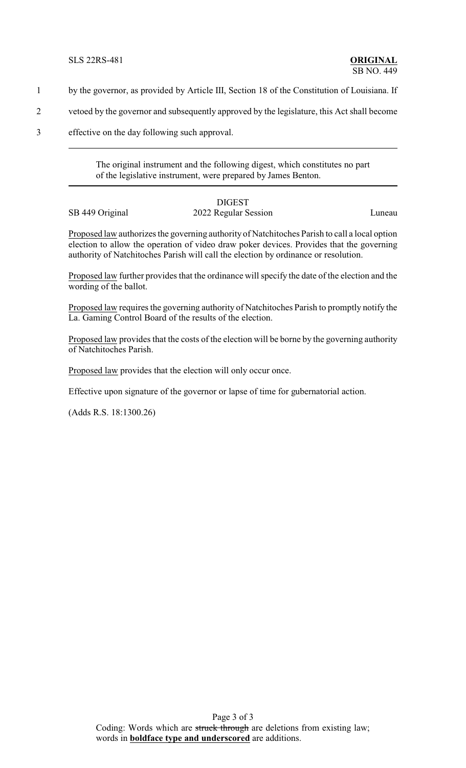1 by the governor, as provided by Article III, Section 18 of the Constitution of Louisiana. If

2 vetoed by the governor and subsequently approved by the legislature, this Act shall become

3 effective on the day following such approval.

---

The original instrument and the following digest, which constitutes no part of the legislative instrument, were prepared by James Benton.

---

DIGEST

SB 449 Original 2022 Regular Session Luneau

Proposed law authorizes the governing authority of Natchitoches Parish to call a local option election to allow the operation of video draw poker devices. Provides that the governing authority of Natchitoches Parish will call the election by ordinance or resolution.

Proposed law further provides that the ordinance will specify the date of the election and the wording of the ballot.

Proposed law requires the governing authority of Natchitoches Parish to promptly notify the La. Gaming Control Board of the results of the election.

Proposed law provides that the costs of the election will be borne by the governing authority of Natchitoches Parish.

Proposed law provides that the election will only occur once.

Effective upon signature of the governor or lapse of time for gubernatorial action.

(Adds R.S. 18:1300.26)

Coding: Words which are ~~struck through~~ are deletions from existing law; words in **boldface type and underscored** are additions.